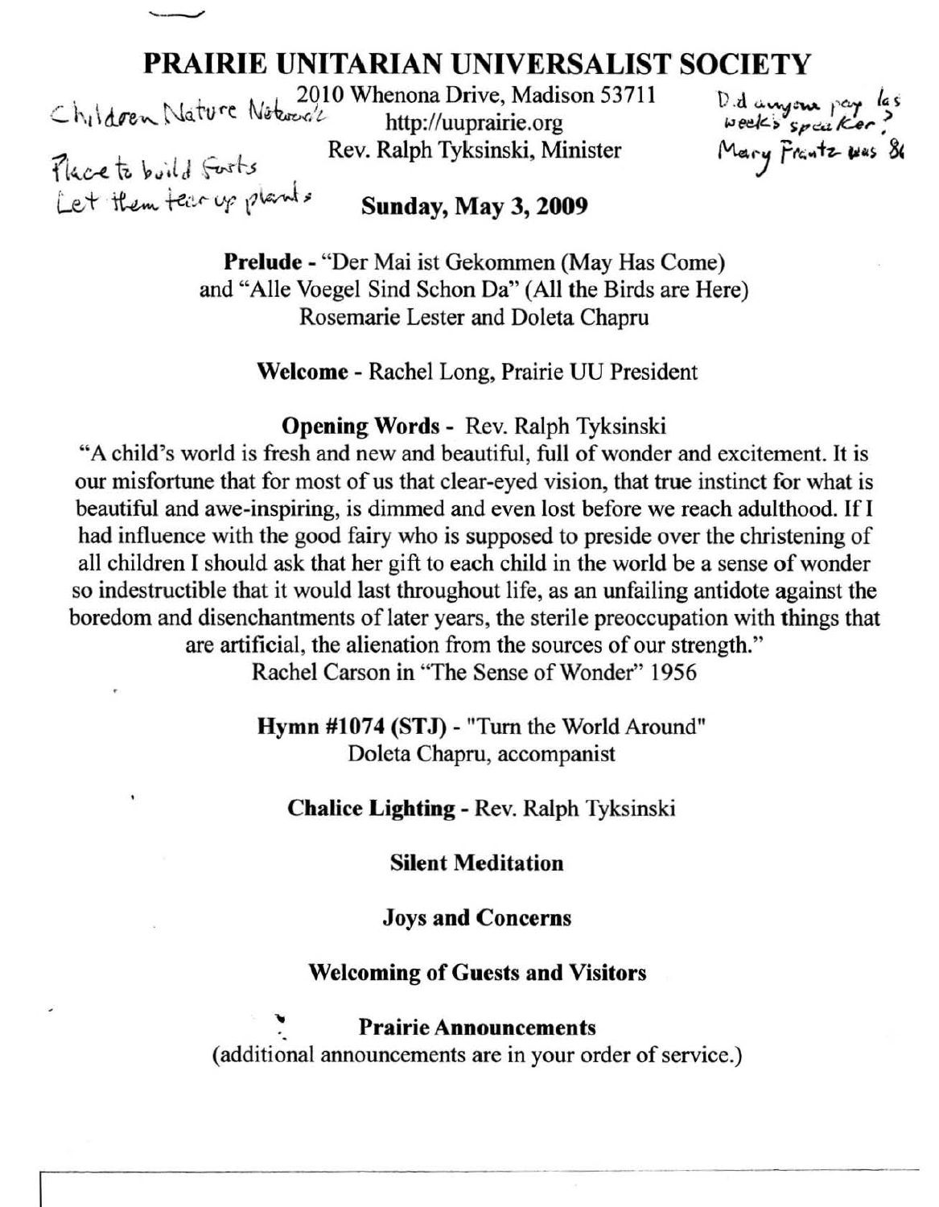# PRAIRIE UNITARIAN UNIVERSALIST SOCIETY

Children Nature Network

Place to build forts

Let them tear up plants

2010 Whenona Drive, Madison 53711
http://uuprairie.org
Rev. Ralph Tyksinski, Minister

Did anyone pay last week's speaker? Mary Frantz was 86

## Sunday, May 3, 2009

**Prelude** - "Der Mai ist Gekommen (May Has Come) and "Alle Voegel Sind Schon Da" (All the Birds are Here)
Rosemarie Lester and Doleta Chapru

**Welcome** - Rachel Long, Prairie UU President

**Opening Words** - Rev. Ralph Tyksinski

"A child's world is fresh and new and beautiful, full of wonder and excitement. It is our misfortune that for most of us that clear-eyed vision, that true instinct for what is beautiful and awe-inspiring, is dimmed and even lost before we reach adulthood. If I had influence with the good fairy who is supposed to preside over the christening of all children I should ask that her gift to each child in the world be a sense of wonder so indestructible that it would last throughout life, as an unfailing antidote against the boredom and disenchantments of later years, the sterile preoccupation with things that are artificial, the alienation from the sources of our strength."
Rachel Carson in "The Sense of Wonder" 1956

**Hymn #1074 (STJ)** - "Turn the World Around"
Doleta Chapru, accompanist

**Chalice Lighting** - Rev. Ralph Tyksinski

**Silent Meditation**

**Joys and Concerns**

**Welcoming of Guests and Visitors**

**Prairie Announcements**
(additional announcements are in your order of service.)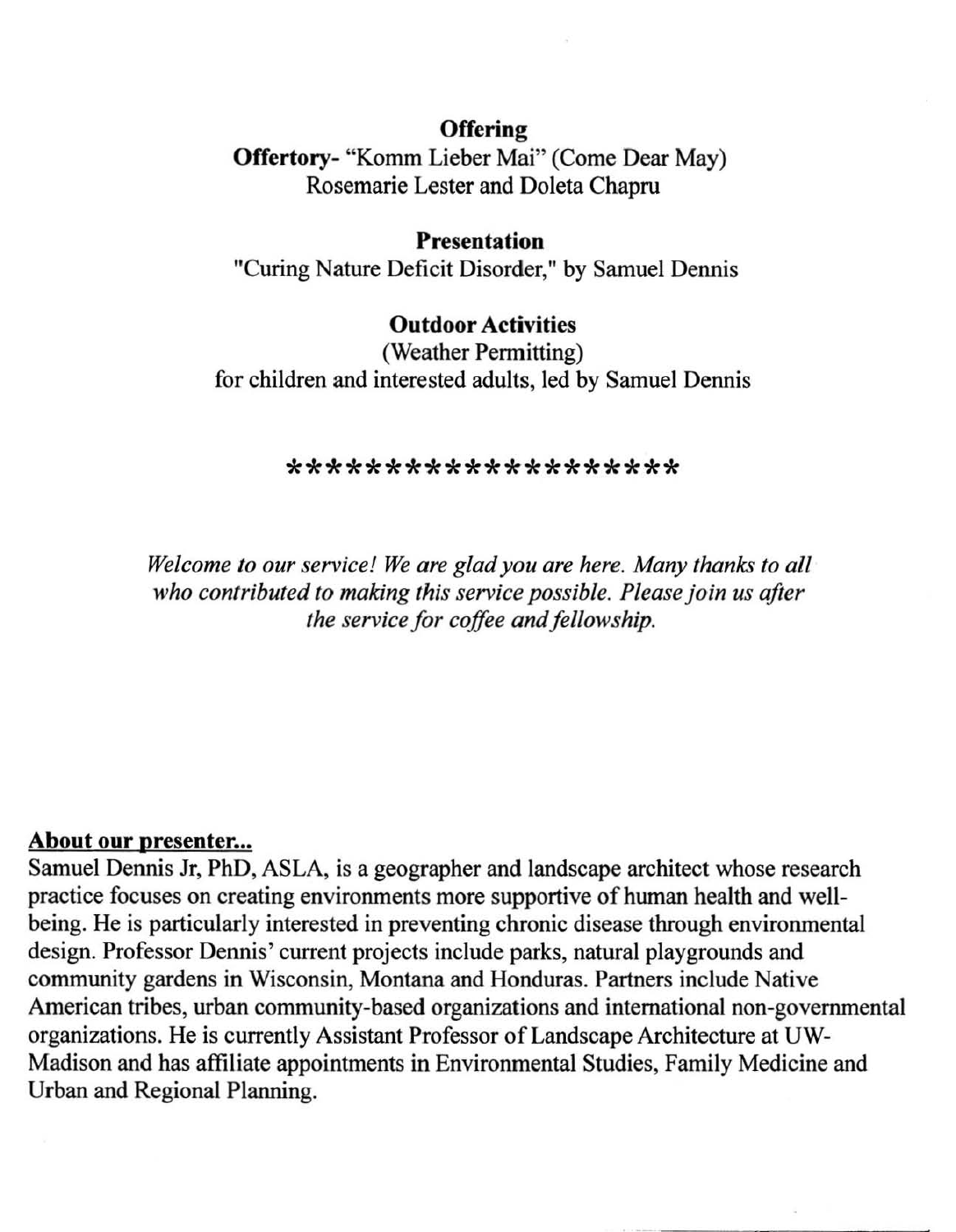**Offering**

**Offertory**- "Komm Lieber Mai" (Come Dear May)
Rosemarie Lester and Doleta Chapru

**Presentation**

"Curing Nature Deficit Disorder," by Samuel Dennis

**Outdoor Activities**

(Weather Permitting)
for children and interested adults, led by Samuel Dennis

********************

*Welcome to our service! We are glad you are here. Many thanks to all who contributed to making this service possible. Please join us after the service for coffee and fellowship.*

**About our presenter...**

Samuel Dennis Jr, PhD, ASLA, is a geographer and landscape architect whose research practice focuses on creating environments more supportive of human health and well-being. He is particularly interested in preventing chronic disease through environmental design. Professor Dennis' current projects include parks, natural playgrounds and community gardens in Wisconsin, Montana and Honduras. Partners include Native American tribes, urban community-based organizations and international non-governmental organizations. He is currently Assistant Professor of Landscape Architecture at UW-Madison and has affiliate appointments in Environmental Studies, Family Medicine and Urban and Regional Planning.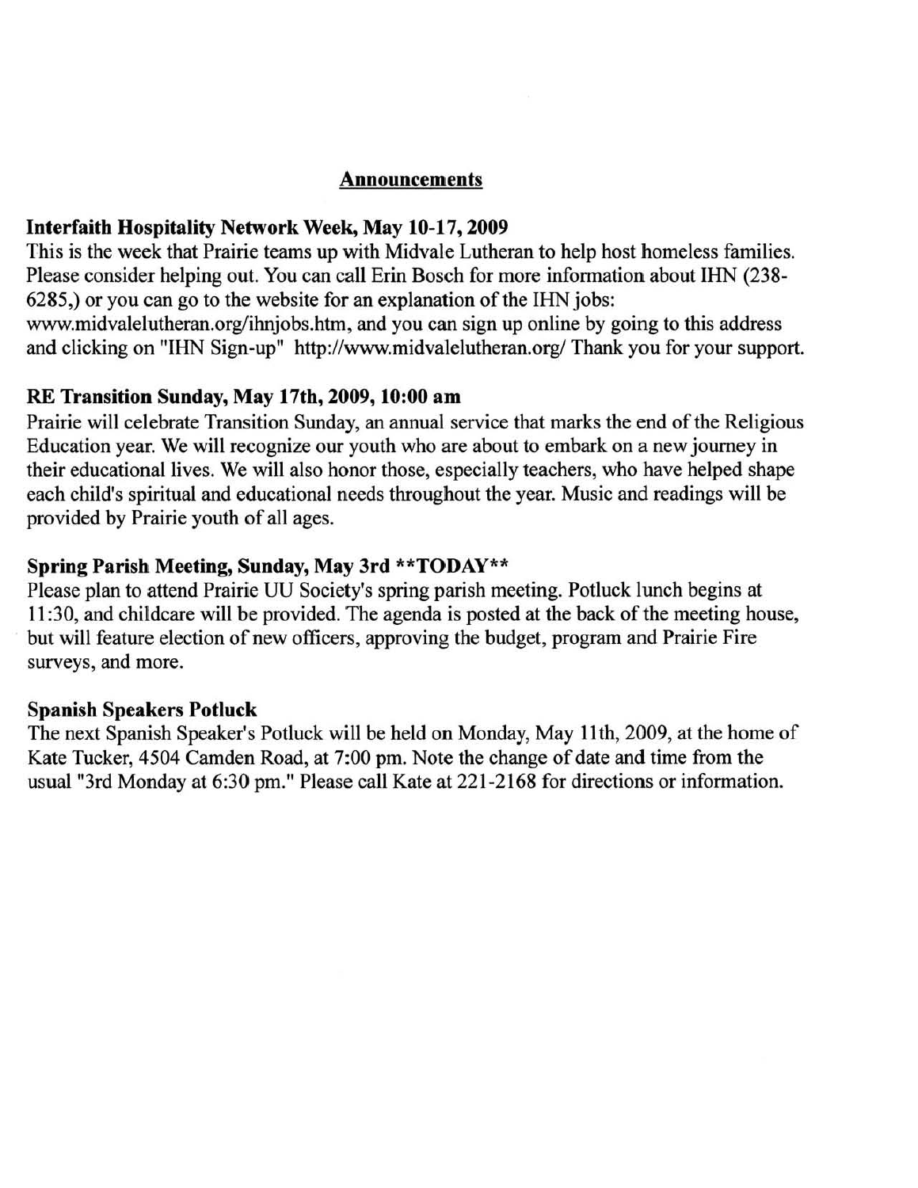## Announcements

### Interfaith Hospitality Network Week, May 10-17, 2009

This is the week that Prairie teams up with Midvale Lutheran to help host homeless families. Please consider helping out. You can call Erin Bosch for more information about IHN (238-6285,) or you can go to the website for an explanation of the IHN jobs: www.midvalelutheran.org/ihnjobs.htm, and you can sign up online by going to this address and clicking on "IHN Sign-up" http://www.midvalelutheran.org/ Thank you for your support.

### RE Transition Sunday, May 17th, 2009, 10:00 am

Prairie will celebrate Transition Sunday, an annual service that marks the end of the Religious Education year. We will recognize our youth who are about to embark on a new journey in their educational lives. We will also honor those, especially teachers, who have helped shape each child's spiritual and educational needs throughout the year. Music and readings will be provided by Prairie youth of all ages.

### Spring Parish Meeting, Sunday, May 3rd **TODAY**

Please plan to attend Prairie UU Society's spring parish meeting. Potluck lunch begins at 11:30, and childcare will be provided. The agenda is posted at the back of the meeting house, but will feature election of new officers, approving the budget, program and Prairie Fire surveys, and more.

### Spanish Speakers Potluck

The next Spanish Speaker's Potluck will be held on Monday, May 11th, 2009, at the home of Kate Tucker, 4504 Camden Road, at 7:00 pm. Note the change of date and time from the usual "3rd Monday at 6:30 pm." Please call Kate at 221-2168 for directions or information.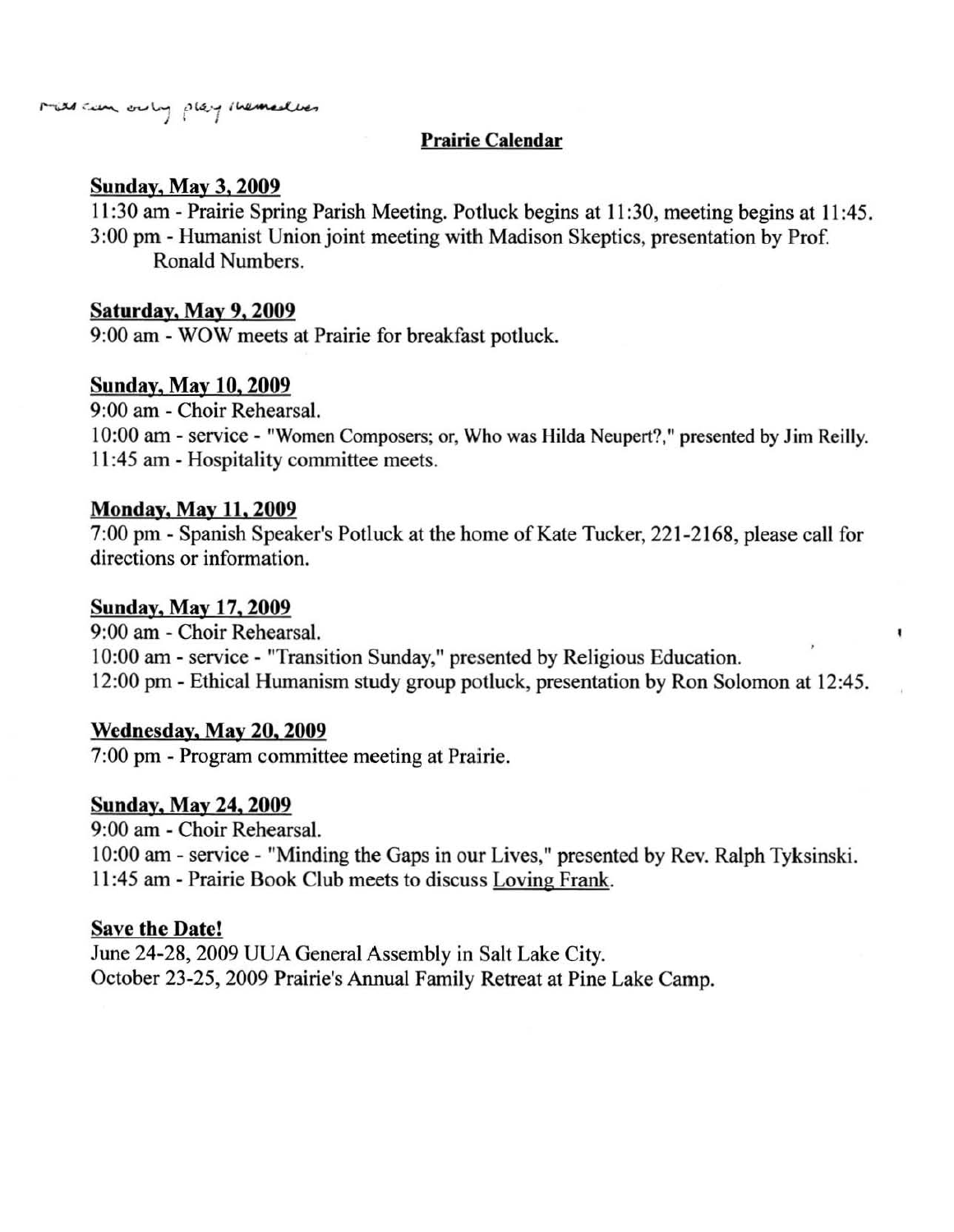Men can only play themselves

## Prairie Calendar

### Sunday, May 3, 2009

11:30 am - Prairie Spring Parish Meeting. Potluck begins at 11:30, meeting begins at 11:45.
3:00 pm - Humanist Union joint meeting with Madison Skeptics, presentation by Prof. Ronald Numbers.

### Saturday, May 9, 2009

9:00 am - WOW meets at Prairie for breakfast potluck.

### Sunday, May 10, 2009

9:00 am - Choir Rehearsal.
10:00 am - service - "Women Composers; or, Who was Hilda Neupert?," presented by Jim Reilly.
11:45 am - Hospitality committee meets.

### Monday, May 11, 2009

7:00 pm - Spanish Speaker's Potluck at the home of Kate Tucker, 221-2168, please call for directions or information.

### Sunday, May 17, 2009

9:00 am - Choir Rehearsal.
10:00 am - service - "Transition Sunday," presented by Religious Education.
12:00 pm - Ethical Humanism study group potluck, presentation by Ron Solomon at 12:45.

### Wednesday, May 20, 2009

7:00 pm - Program committee meeting at Prairie.

### Sunday, May 24, 2009

9:00 am - Choir Rehearsal.
10:00 am - service - "Minding the Gaps in our Lives," presented by Rev. Ralph Tyksinski.
11:45 am - Prairie Book Club meets to discuss Loving Frank.

### Save the Date!

June 24-28, 2009 UUA General Assembly in Salt Lake City.
October 23-25, 2009 Prairie's Annual Family Retreat at Pine Lake Camp.